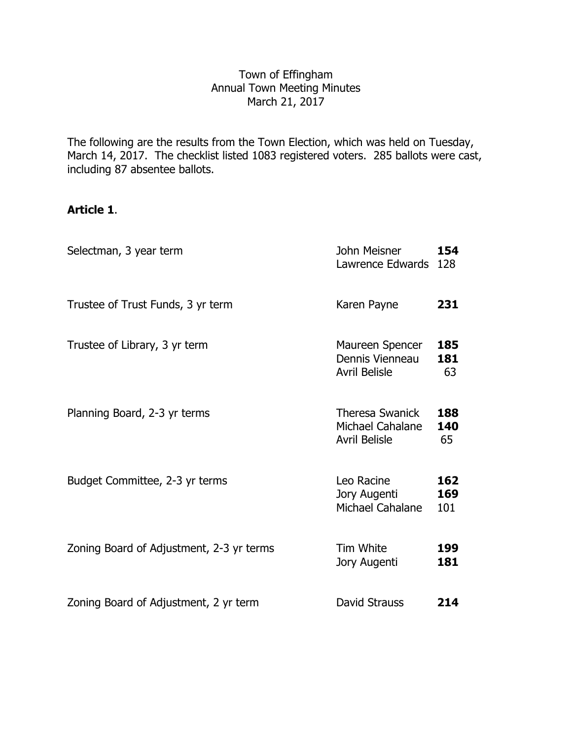Town of Effingham
Annual Town Meeting Minutes
March 21, 2017

The following are the results from the Town Election, which was held on Tuesday, March 14, 2017. The checklist listed 1083 registered voters. 285 ballots were cast, including 87 absentee ballots.

**Article 1**.

| Office | Candidate | Votes |
|---|---|---|
| Selectman, 3 year term | John Meisner | **154** |
| | Lawrence Edwards | 128 |
| Trustee of Trust Funds, 3 yr term | Karen Payne | **231** |
| Trustee of Library, 3 yr term | Maureen Spencer | **185** |
| | Dennis Vienneau | **181** |
| | Avril Belisle | 63 |
| Planning Board, 2-3 yr terms | Theresa Swanick | **188** |
| | Michael Cahalane | **140** |
| | Avril Belisle | 65 |
| Budget Committee, 2-3 yr terms | Leo Racine | **162** |
| | Jory Augenti | **169** |
| | Michael Cahalane | 101 |
| Zoning Board of Adjustment, 2-3 yr terms | Tim White | **199** |
| | Jory Augenti | **181** |
| Zoning Board of Adjustment, 2 yr term | David Strauss | **214** |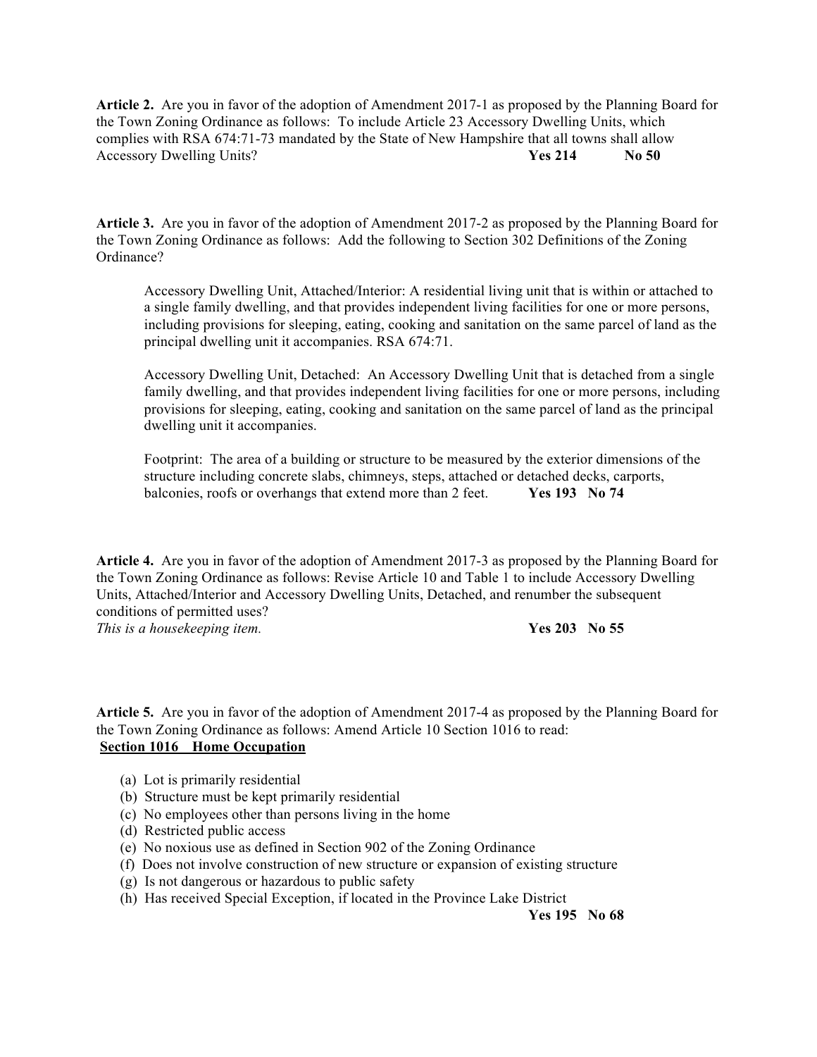**Article 2.** Are you in favor of the adoption of Amendment 2017-1 as proposed by the Planning Board for the Town Zoning Ordinance as follows: To include Article 23 Accessory Dwelling Units, which complies with RSA 674:71-73 mandated by the State of New Hampshire that all towns shall allow Accessory Dwelling Units? **Yes 214** **No 50**

**Article 3.** Are you in favor of the adoption of Amendment 2017-2 as proposed by the Planning Board for the Town Zoning Ordinance as follows: Add the following to Section 302 Definitions of the Zoning Ordinance?

> Accessory Dwelling Unit, Attached/Interior: A residential living unit that is within or attached to a single family dwelling, and that provides independent living facilities for one or more persons, including provisions for sleeping, eating, cooking and sanitation on the same parcel of land as the principal dwelling unit it accompanies. RSA 674:71.
>
> Accessory Dwelling Unit, Detached: An Accessory Dwelling Unit that is detached from a single family dwelling, and that provides independent living facilities for one or more persons, including provisions for sleeping, eating, cooking and sanitation on the same parcel of land as the principal dwelling unit it accompanies.
>
> Footprint: The area of a building or structure to be measured by the exterior dimensions of the structure including concrete slabs, chimneys, steps, attached or detached decks, carports, balconies, roofs or overhangs that extend more than 2 feet. **Yes 193** **No 74**

**Article 4.** Are you in favor of the adoption of Amendment 2017-3 as proposed by the Planning Board for the Town Zoning Ordinance as follows: Revise Article 10 and Table 1 to include Accessory Dwelling Units, Attached/Interior and Accessory Dwelling Units, Detached, and renumber the subsequent conditions of permitted uses?
*This is a housekeeping item.* **Yes 203** **No 55**

**Article 5.** Are you in favor of the adoption of Amendment 2017-4 as proposed by the Planning Board for the Town Zoning Ordinance as follows: Amend Article 10 Section 1016 to read:
**<u>Section 1016 Home Occupation</u>**

- (a) Lot is primarily residential
- (b) Structure must be kept primarily residential
- (c) No employees other than persons living in the home
- (d) Restricted public access
- (e) No noxious use as defined in Section 902 of the Zoning Ordinance
- (f) Does not involve construction of new structure or expansion of existing structure
- (g) Is not dangerous or hazardous to public safety
- (h) Has received Special Exception, if located in the Province Lake District

**Yes 195** **No 68**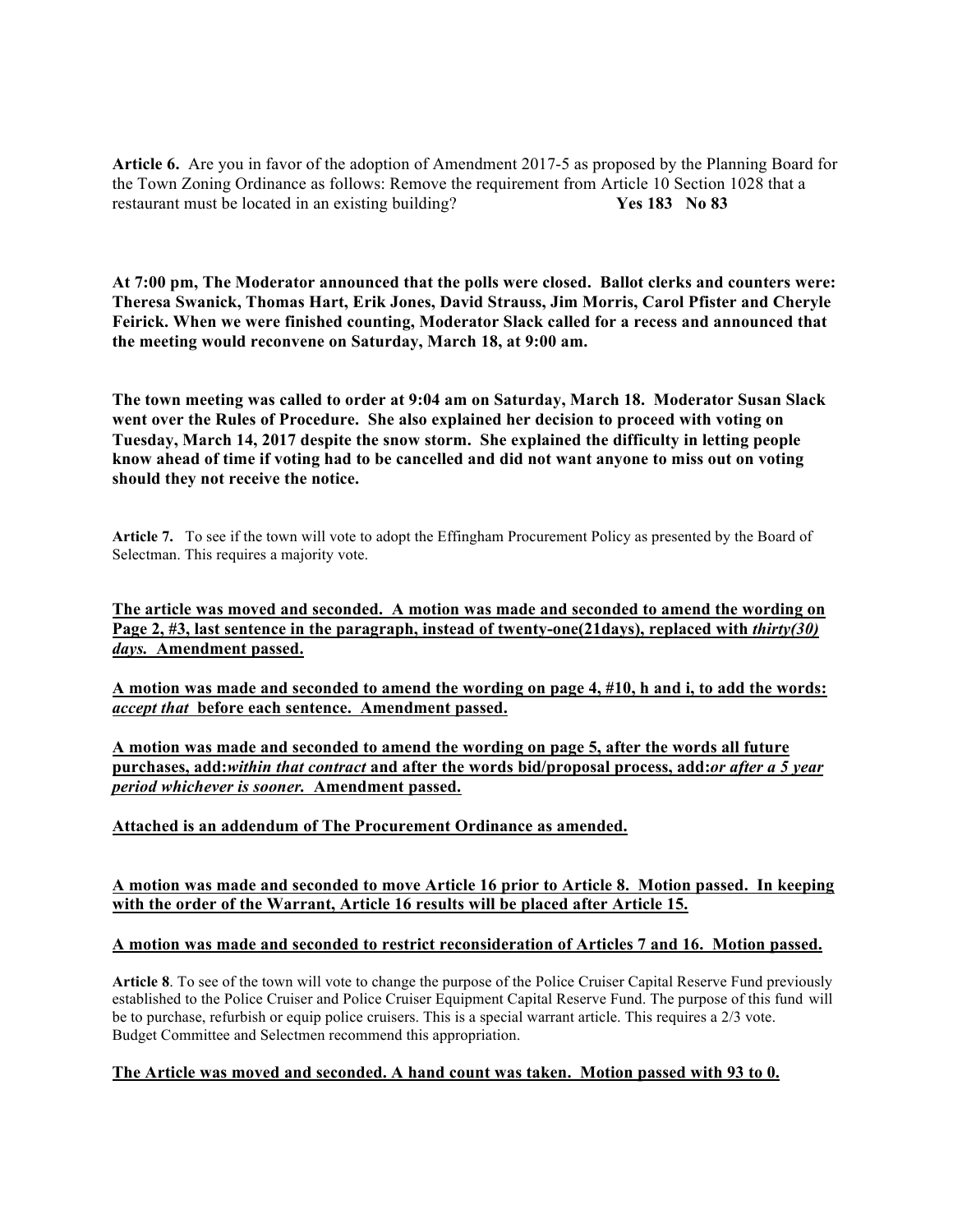**Article 6.** Are you in favor of the adoption of Amendment 2017-5 as proposed by the Planning Board for the Town Zoning Ordinance as follows: Remove the requirement from Article 10 Section 1028 that a restaurant must be located in an existing building? **Yes 183 No 83**

**At 7:00 pm, The Moderator announced that the polls were closed. Ballot clerks and counters were: Theresa Swanick, Thomas Hart, Erik Jones, David Strauss, Jim Morris, Carol Pfister and Cheryle Feirick. When we were finished counting, Moderator Slack called for a recess and announced that the meeting would reconvene on Saturday, March 18, at 9:00 am.**

**The town meeting was called to order at 9:04 am on Saturday, March 18. Moderator Susan Slack went over the Rules of Procedure. She also explained her decision to proceed with voting on Tuesday, March 14, 2017 despite the snow storm. She explained the difficulty in letting people know ahead of time if voting had to be cancelled and did not want anyone to miss out on voting should they not receive the notice.**

**Article 7.** To see if the town will vote to adopt the Effingham Procurement Policy as presented by the Board of Selectman. This requires a majority vote.

**The article was moved and seconded. A motion was made and seconded to amend the wording on Page 2, #3, last sentence in the paragraph, instead of twenty-one(21days), replaced with *thirty(30) days.* Amendment passed.**

**A motion was made and seconded to amend the wording on page 4, #10, h and i, to add the words: *accept that* before each sentence. Amendment passed.**

**A motion was made and seconded to amend the wording on page 5, after the words all future purchases, add:*within that contract* and after the words bid/proposal process, add:*or after a 5 year period whichever is sooner.* Amendment passed.**

**Attached is an addendum of The Procurement Ordinance as amended.**

**A motion was made and seconded to move Article 16 prior to Article 8. Motion passed. In keeping with the order of the Warrant, Article 16 results will be placed after Article 15.**

**A motion was made and seconded to restrict reconsideration of Articles 7 and 16. Motion passed.**

**Article 8**. To see of the town will vote to change the purpose of the Police Cruiser Capital Reserve Fund previously established to the Police Cruiser and Police Cruiser Equipment Capital Reserve Fund. The purpose of this fund will be to purchase, refurbish or equip police cruisers. This is a special warrant article. This requires a 2/3 vote. Budget Committee and Selectmen recommend this appropriation.

**The Article was moved and seconded. A hand count was taken. Motion passed with 93 to 0.**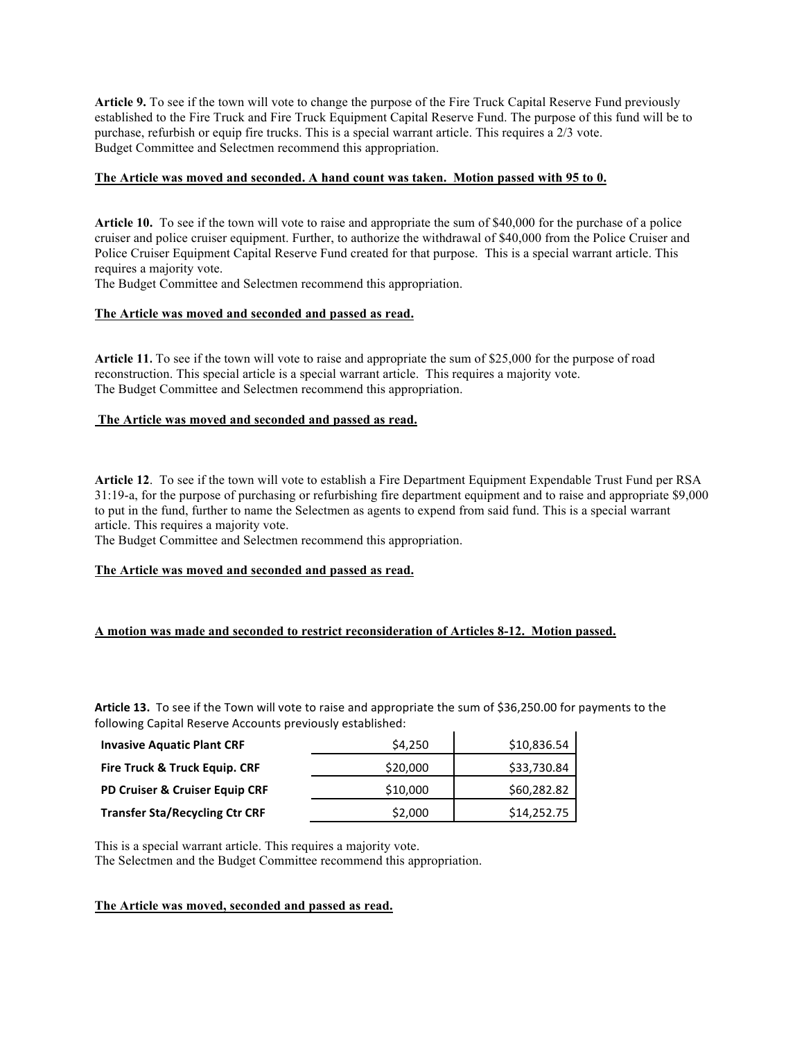**Article 9.** To see if the town will vote to change the purpose of the Fire Truck Capital Reserve Fund previously established to the Fire Truck and Fire Truck Equipment Capital Reserve Fund. The purpose of this fund will be to purchase, refurbish or equip fire trucks. This is a special warrant article. This requires a 2/3 vote.
Budget Committee and Selectmen recommend this appropriation.

**The Article was moved and seconded. A hand count was taken. Motion passed with 95 to 0.**

**Article 10.** To see if the town will vote to raise and appropriate the sum of $40,000 for the purchase of a police cruiser and police cruiser equipment. Further, to authorize the withdrawal of $40,000 from the Police Cruiser and Police Cruiser Equipment Capital Reserve Fund created for that purpose. This is a special warrant article. This requires a majority vote.
The Budget Committee and Selectmen recommend this appropriation.

**The Article was moved and seconded and passed as read.**

**Article 11.** To see if the town will vote to raise and appropriate the sum of $25,000 for the purpose of road reconstruction. This special article is a special warrant article. This requires a majority vote.
The Budget Committee and Selectmen recommend this appropriation.

**The Article was moved and seconded and passed as read.**

**Article 12**. To see if the town will vote to establish a Fire Department Equipment Expendable Trust Fund per RSA 31:19-a, for the purpose of purchasing or refurbishing fire department equipment and to raise and appropriate $9,000 to put in the fund, further to name the Selectmen as agents to expend from said fund. This is a special warrant article. This requires a majority vote.
The Budget Committee and Selectmen recommend this appropriation.

**The Article was moved and seconded and passed as read.**

**A motion was made and seconded to restrict reconsideration of Articles 8-12. Motion passed.**

**Article 13.** To see if the Town will vote to raise and appropriate the sum of $36,250.00 for payments to the following Capital Reserve Accounts previously established:

| | | |
|---|---|---|
| **Invasive Aquatic Plant CRF** | $4,250 | $10,836.54 |
| **Fire Truck & Truck Equip. CRF** | $20,000 | $33,730.84 |
| **PD Cruiser & Cruiser Equip CRF** | $10,000 | $60,282.82 |
| **Transfer Sta/Recycling Ctr CRF** | $2,000 | $14,252.75 |

This is a special warrant article. This requires a majority vote.
The Selectmen and the Budget Committee recommend this appropriation.

**The Article was moved, seconded and passed as read.**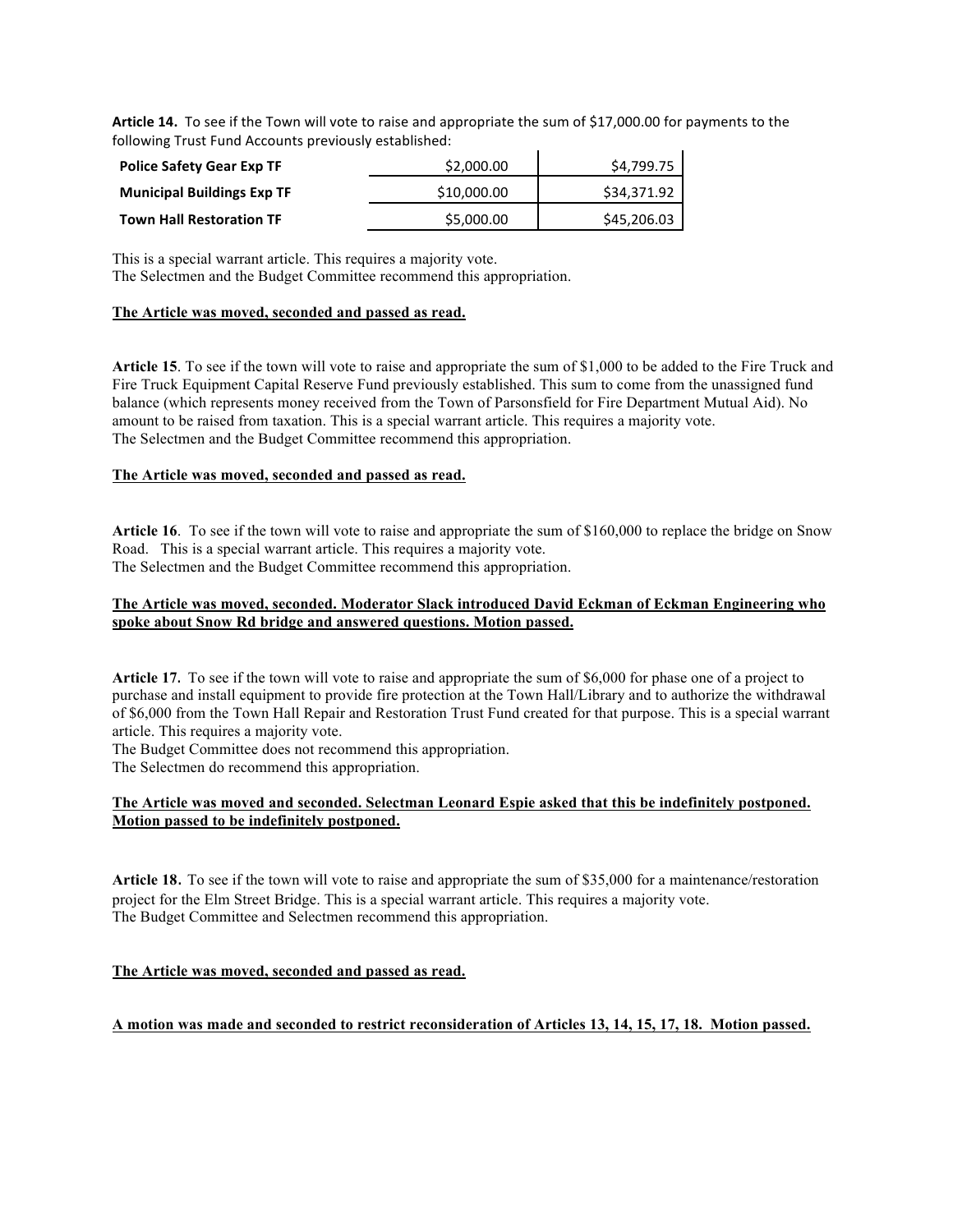**Article 14.** To see if the Town will vote to raise and appropriate the sum of $17,000.00 for payments to the following Trust Fund Accounts previously established:

| | | |
|---|---:|---:|
| **Police Safety Gear Exp TF** | $2,000.00 | $4,799.75 |
| **Municipal Buildings Exp TF** | $10,000.00 | $34,371.92 |
| **Town Hall Restoration TF** | $5,000.00 | $45,206.03 |

This is a special warrant article. This requires a majority vote.
The Selectmen and the Budget Committee recommend this appropriation.

**The Article was moved, seconded and passed as read.**

**Article 15**. To see if the town will vote to raise and appropriate the sum of $1,000 to be added to the Fire Truck and Fire Truck Equipment Capital Reserve Fund previously established. This sum to come from the unassigned fund balance (which represents money received from the Town of Parsonsfield for Fire Department Mutual Aid). No amount to be raised from taxation. This is a special warrant article. This requires a majority vote.
The Selectmen and the Budget Committee recommend this appropriation.

**The Article was moved, seconded and passed as read.**

**Article 16**. To see if the town will vote to raise and appropriate the sum of $160,000 to replace the bridge on Snow Road. This is a special warrant article. This requires a majority vote.
The Selectmen and the Budget Committee recommend this appropriation.

**The Article was moved, seconded. Moderator Slack introduced David Eckman of Eckman Engineering who spoke about Snow Rd bridge and answered questions. Motion passed.**

**Article 17.** To see if the town will vote to raise and appropriate the sum of $6,000 for phase one of a project to purchase and install equipment to provide fire protection at the Town Hall/Library and to authorize the withdrawal of $6,000 from the Town Hall Repair and Restoration Trust Fund created for that purpose. This is a special warrant article. This requires a majority vote.
The Budget Committee does not recommend this appropriation.
The Selectmen do recommend this appropriation.

**The Article was moved and seconded. Selectman Leonard Espie asked that this be indefinitely postponed. Motion passed to be indefinitely postponed.**

**Article 18.** To see if the town will vote to raise and appropriate the sum of $35,000 for a maintenance/restoration project for the Elm Street Bridge. This is a special warrant article. This requires a majority vote.
The Budget Committee and Selectmen recommend this appropriation.

**The Article was moved, seconded and passed as read.**

**A motion was made and seconded to restrict reconsideration of Articles 13, 14, 15, 17, 18. Motion passed.**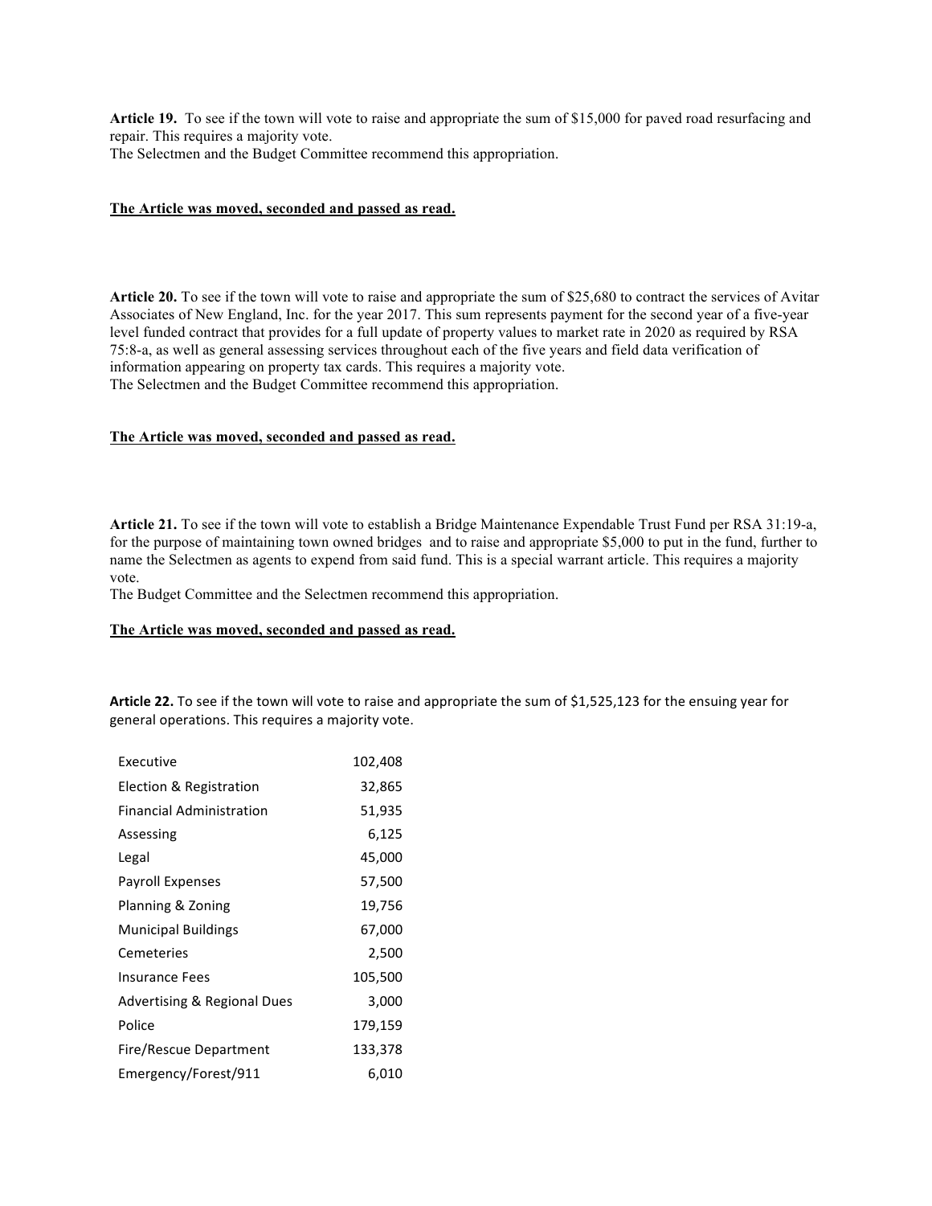**Article 19.** To see if the town will vote to raise and appropriate the sum of $15,000 for paved road resurfacing and repair. This requires a majority vote.
The Selectmen and the Budget Committee recommend this appropriation.

**The Article was moved, seconded and passed as read.**

**Article 20.** To see if the town will vote to raise and appropriate the sum of $25,680 to contract the services of Avitar Associates of New England, Inc. for the year 2017. This sum represents payment for the second year of a five-year level funded contract that provides for a full update of property values to market rate in 2020 as required by RSA 75:8-a, as well as general assessing services throughout each of the five years and field data verification of information appearing on property tax cards. This requires a majority vote.
The Selectmen and the Budget Committee recommend this appropriation.

**The Article was moved, seconded and passed as read.**

**Article 21.** To see if the town will vote to establish a Bridge Maintenance Expendable Trust Fund per RSA 31:19-a, for the purpose of maintaining town owned bridges and to raise and appropriate $5,000 to put in the fund, further to name the Selectmen as agents to expend from said fund. This is a special warrant article. This requires a majority vote.
The Budget Committee and the Selectmen recommend this appropriation.

**The Article was moved, seconded and passed as read.**

**Article 22.** To see if the town will vote to raise and appropriate the sum of $1,525,123 for the ensuing year for general operations. This requires a majority vote.

| | |
|---|---:|
| Executive | 102,408 |
| Election & Registration | 32,865 |
| Financial Administration | 51,935 |
| Assessing | 6,125 |
| Legal | 45,000 |
| Payroll Expenses | 57,500 |
| Planning & Zoning | 19,756 |
| Municipal Buildings | 67,000 |
| Cemeteries | 2,500 |
| Insurance Fees | 105,500 |
| Advertising & Regional Dues | 3,000 |
| Police | 179,159 |
| Fire/Rescue Department | 133,378 |
| Emergency/Forest/911 | 6,010 |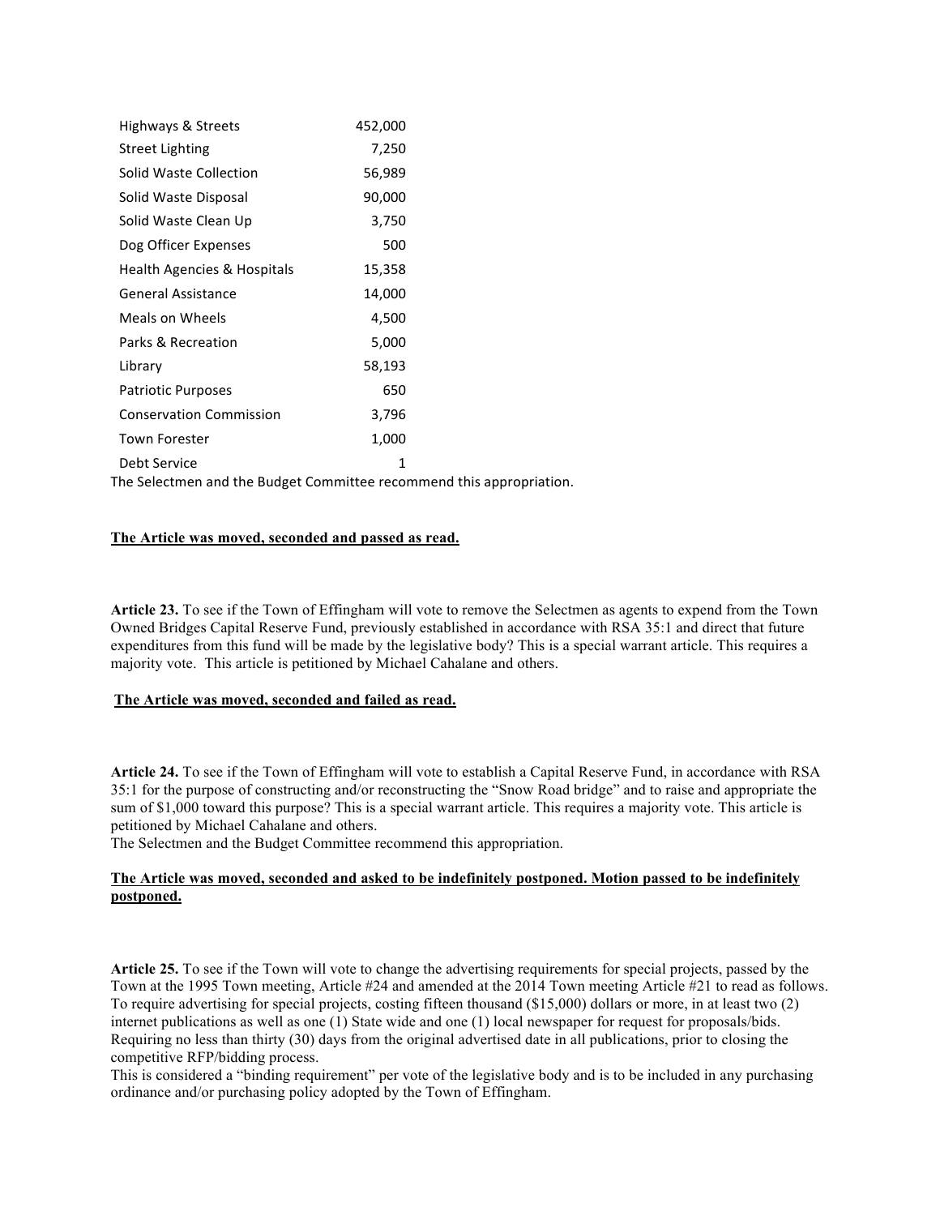| | |
|---|---|
| Highways & Streets | 452,000 |
| Street Lighting | 7,250 |
| Solid Waste Collection | 56,989 |
| Solid Waste Disposal | 90,000 |
| Solid Waste Clean Up | 3,750 |
| Dog Officer Expenses | 500 |
| Health Agencies & Hospitals | 15,358 |
| General Assistance | 14,000 |
| Meals on Wheels | 4,500 |
| Parks & Recreation | 5,000 |
| Library | 58,193 |
| Patriotic Purposes | 650 |
| Conservation Commission | 3,796 |
| Town Forester | 1,000 |
| Debt Service | 1 |

The Selectmen and the Budget Committee recommend this appropriation.

**The Article was moved, seconded and passed as read.**

**Article 23.** To see if the Town of Effingham will vote to remove the Selectmen as agents to expend from the Town Owned Bridges Capital Reserve Fund, previously established in accordance with RSA 35:1 and direct that future expenditures from this fund will be made by the legislative body? This is a special warrant article. This requires a majority vote. This article is petitioned by Michael Cahalane and others.

**The Article was moved, seconded and failed as read.**

**Article 24.** To see if the Town of Effingham will vote to establish a Capital Reserve Fund, in accordance with RSA 35:1 for the purpose of constructing and/or reconstructing the "Snow Road bridge" and to raise and appropriate the sum of $1,000 toward this purpose? This is a special warrant article. This requires a majority vote. This article is petitioned by Michael Cahalane and others.
The Selectmen and the Budget Committee recommend this appropriation.

**The Article was moved, seconded and asked to be indefinitely postponed. Motion passed to be indefinitely postponed.**

**Article 25.** To see if the Town will vote to change the advertising requirements for special projects, passed by the Town at the 1995 Town meeting, Article #24 and amended at the 2014 Town meeting Article #21 to read as follows. To require advertising for special projects, costing fifteen thousand ($15,000) dollars or more, in at least two (2) internet publications as well as one (1) State wide and one (1) local newspaper for request for proposals/bids. Requiring no less than thirty (30) days from the original advertised date in all publications, prior to closing the competitive RFP/bidding process.
This is considered a "binding requirement" per vote of the legislative body and is to be included in any purchasing ordinance and/or purchasing policy adopted by the Town of Effingham.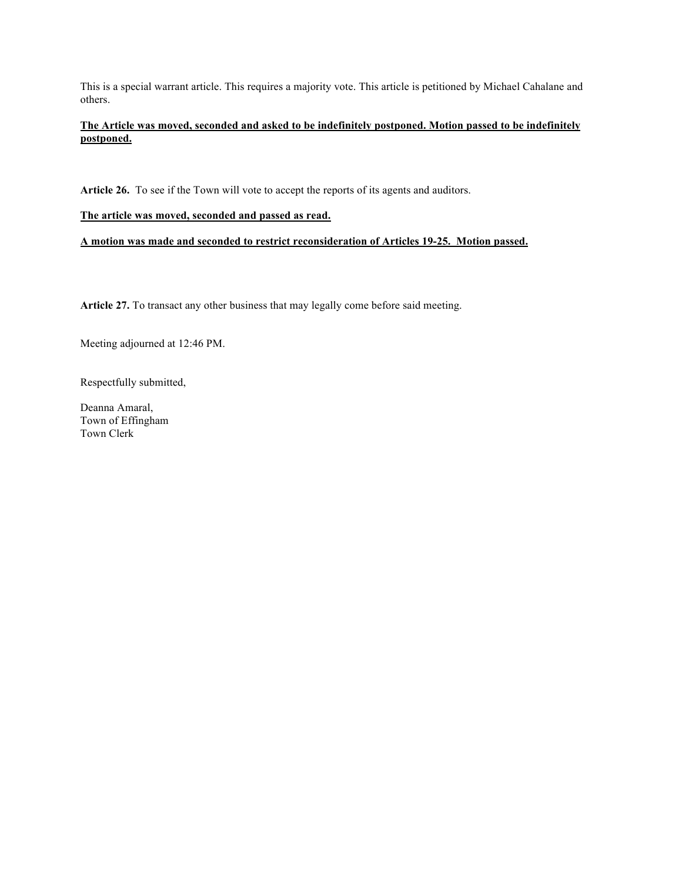This is a special warrant article. This requires a majority vote. This article is petitioned by Michael Cahalane and others.

**<u>The Article was moved, seconded and asked to be indefinitely postponed. Motion passed to be indefinitely postponed.</u>**

**Article 26.** To see if the Town will vote to accept the reports of its agents and auditors.

**<u>The article was moved, seconded and passed as read.</u>**

**<u>A motion was made and seconded to restrict reconsideration of Articles 19-25. Motion passed.</u>**

**Article 27.** To transact any other business that may legally come before said meeting.

Meeting adjourned at 12:46 PM.

Respectfully submitted,

Deanna Amaral,  
Town of Effingham  
Town Clerk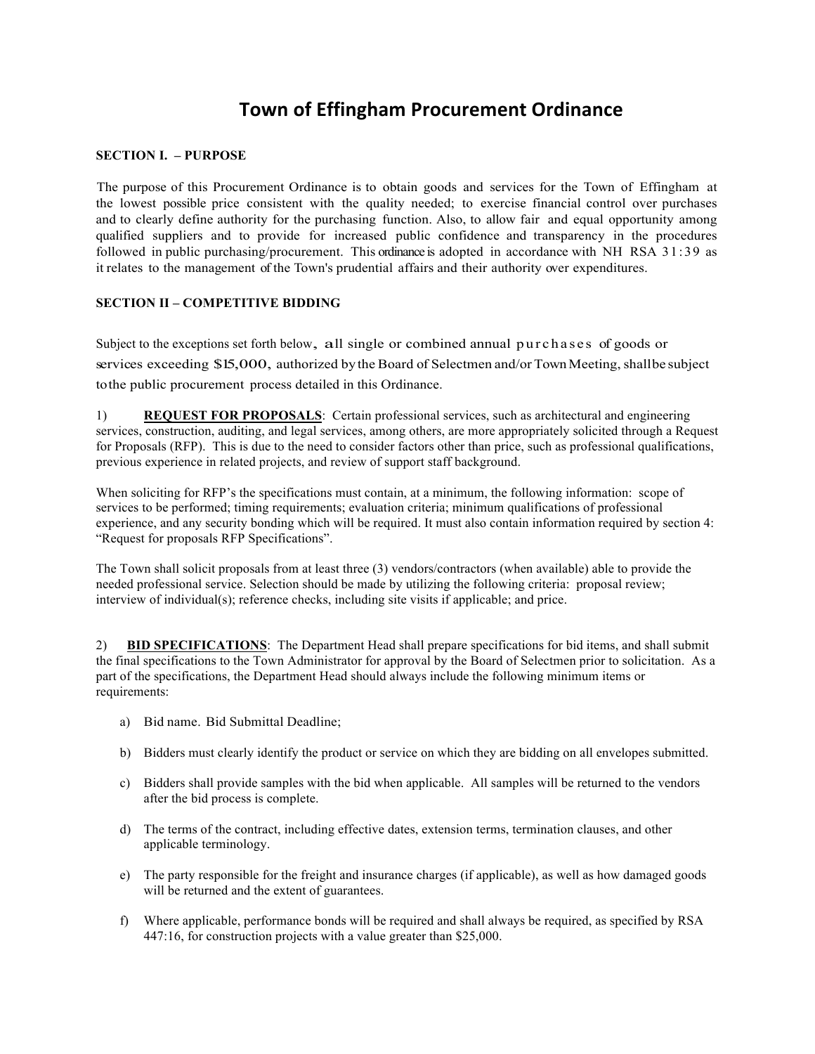# Town of Effingham Procurement Ordinance

**SECTION I. – PURPOSE**

The purpose of this Procurement Ordinance is to obtain goods and services for the Town of Effingham at the lowest possible price consistent with the quality needed; to exercise financial control over purchases and to clearly define authority for the purchasing function. Also, to allow fair and equal opportunity among qualified suppliers and to provide for increased public confidence and transparency in the procedures followed in public purchasing/procurement. This ordinance is adopted in accordance with NH RSA 31:39 as it relates to the management of the Town's prudential affairs and their authority over expenditures.

**SECTION II – COMPETITIVE BIDDING**

Subject to the exceptions set forth below, all single or combined annual purchases of goods or services exceeding $15,000, authorized by the Board of Selectmen and/or Town Meeting, shall be subject to the public procurement process detailed in this Ordinance.

1) **REQUEST FOR PROPOSALS**: Certain professional services, such as architectural and engineering services, construction, auditing, and legal services, among others, are more appropriately solicited through a Request for Proposals (RFP). This is due to the need to consider factors other than price, such as professional qualifications, previous experience in related projects, and review of support staff background.

When soliciting for RFP's the specifications must contain, at a minimum, the following information: scope of services to be performed; timing requirements; evaluation criteria; minimum qualifications of professional experience, and any security bonding which will be required. It must also contain information required by section 4: "Request for proposals RFP Specifications".

The Town shall solicit proposals from at least three (3) vendors/contractors (when available) able to provide the needed professional service. Selection should be made by utilizing the following criteria: proposal review; interview of individual(s); reference checks, including site visits if applicable; and price.

2) **BID SPECIFICATIONS**: The Department Head shall prepare specifications for bid items, and shall submit the final specifications to the Town Administrator for approval by the Board of Selectmen prior to solicitation. As a part of the specifications, the Department Head should always include the following minimum items or requirements:

a) Bid name. Bid Submittal Deadline;

b) Bidders must clearly identify the product or service on which they are bidding on all envelopes submitted.

c) Bidders shall provide samples with the bid when applicable. All samples will be returned to the vendors after the bid process is complete.

d) The terms of the contract, including effective dates, extension terms, termination clauses, and other applicable terminology.

e) The party responsible for the freight and insurance charges (if applicable), as well as how damaged goods will be returned and the extent of guarantees.

f) Where applicable, performance bonds will be required and shall always be required, as specified by RSA 447:16, for construction projects with a value greater than $25,000.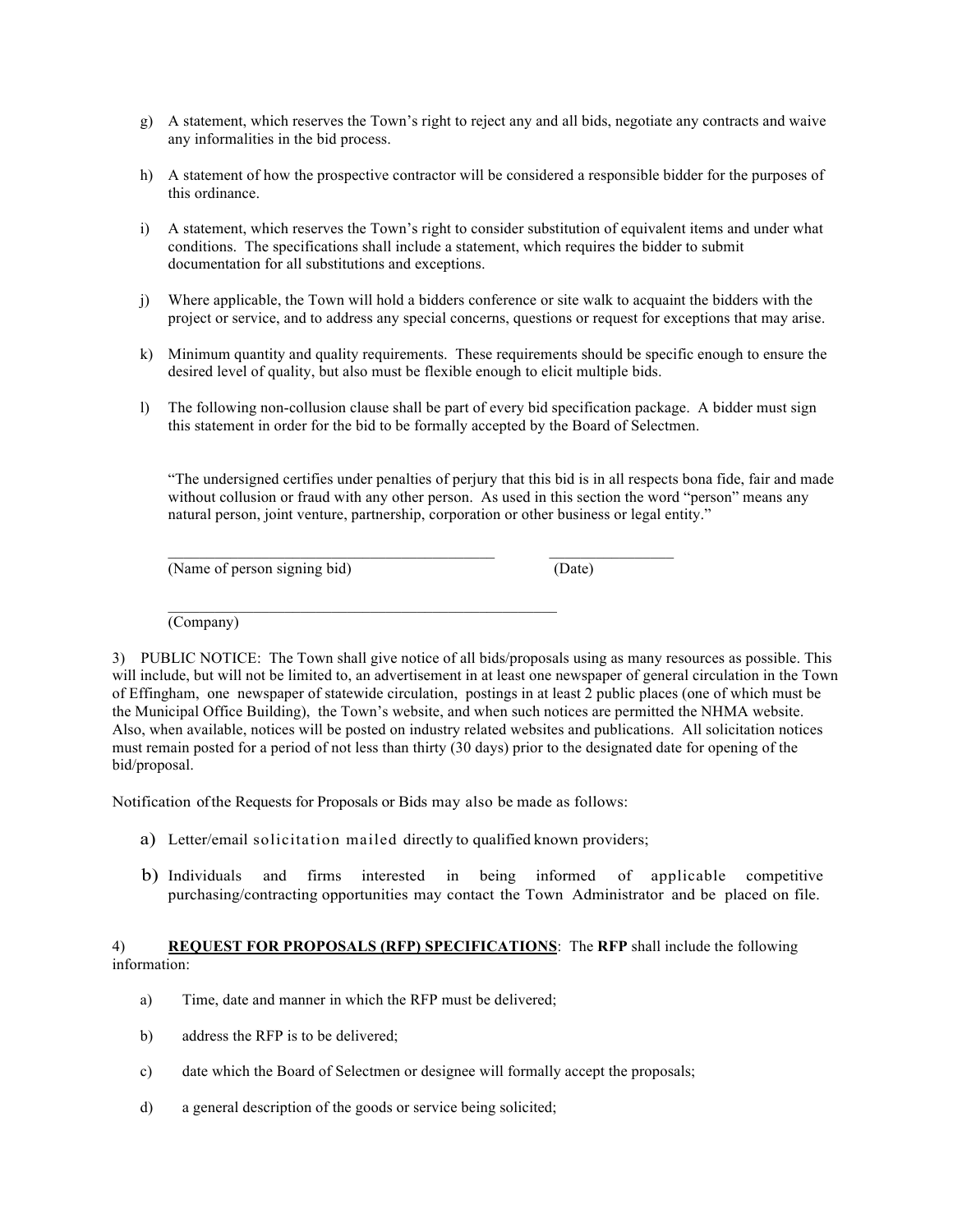g) A statement, which reserves the Town's right to reject any and all bids, negotiate any contracts and waive any informalities in the bid process.

h) A statement of how the prospective contractor will be considered a responsible bidder for the purposes of this ordinance.

i) A statement, which reserves the Town's right to consider substitution of equivalent items and under what conditions. The specifications shall include a statement, which requires the bidder to submit documentation for all substitutions and exceptions.

j) Where applicable, the Town will hold a bidders conference or site walk to acquaint the bidders with the project or service, and to address any special concerns, questions or request for exceptions that may arise.

k) Minimum quantity and quality requirements. These requirements should be specific enough to ensure the desired level of quality, but also must be flexible enough to elicit multiple bids.

l) The following non-collusion clause shall be part of every bid specification package. A bidder must sign this statement in order for the bid to be formally accepted by the Board of Selectmen.

"The undersigned certifies under penalties of perjury that this bid is in all respects bona fide, fair and made without collusion or fraud with any other person. As used in this section the word "person" means any natural person, joint venture, partnership, corporation or other business or legal entity."

\_\_\_\_\_\_\_\_\_\_\_\_\_\_\_\_\_\_\_\_\_\_\_\_\_\_\_\_\_\_\_\_\_\_\_\_\_\_\_\_ \_\_\_\_\_\_\_\_\_\_\_\_\_\_\_\_
(Name of person signing bid) (Date)

\_\_\_\_\_\_\_\_\_\_\_\_\_\_\_\_\_\_\_\_\_\_\_\_\_\_\_\_\_\_\_\_\_\_\_\_\_\_\_\_\_\_\_\_\_\_\_\_
(Company)

3) PUBLIC NOTICE: The Town shall give notice of all bids/proposals using as many resources as possible. This will include, but will not be limited to, an advertisement in at least one newspaper of general circulation in the Town of Effingham, one newspaper of statewide circulation, postings in at least 2 public places (one of which must be the Municipal Office Building), the Town's website, and when such notices are permitted the NHMA website. Also, when available, notices will be posted on industry related websites and publications. All solicitation notices must remain posted for a period of not less than thirty (30 days) prior to the designated date for opening of the bid/proposal.

Notification of the Requests for Proposals or Bids may also be made as follows:

a) Letter/email solicitation mailed directly to qualified known providers;

b) Individuals and firms interested in being informed of applicable competitive purchasing/contracting opportunities may contact the Town Administrator and be placed on file.

4) **REQUEST FOR PROPOSALS (RFP) SPECIFICATIONS**: The **RFP** shall include the following information:

a) Time, date and manner in which the RFP must be delivered;

b) address the RFP is to be delivered;

c) date which the Board of Selectmen or designee will formally accept the proposals;

d) a general description of the goods or service being solicited;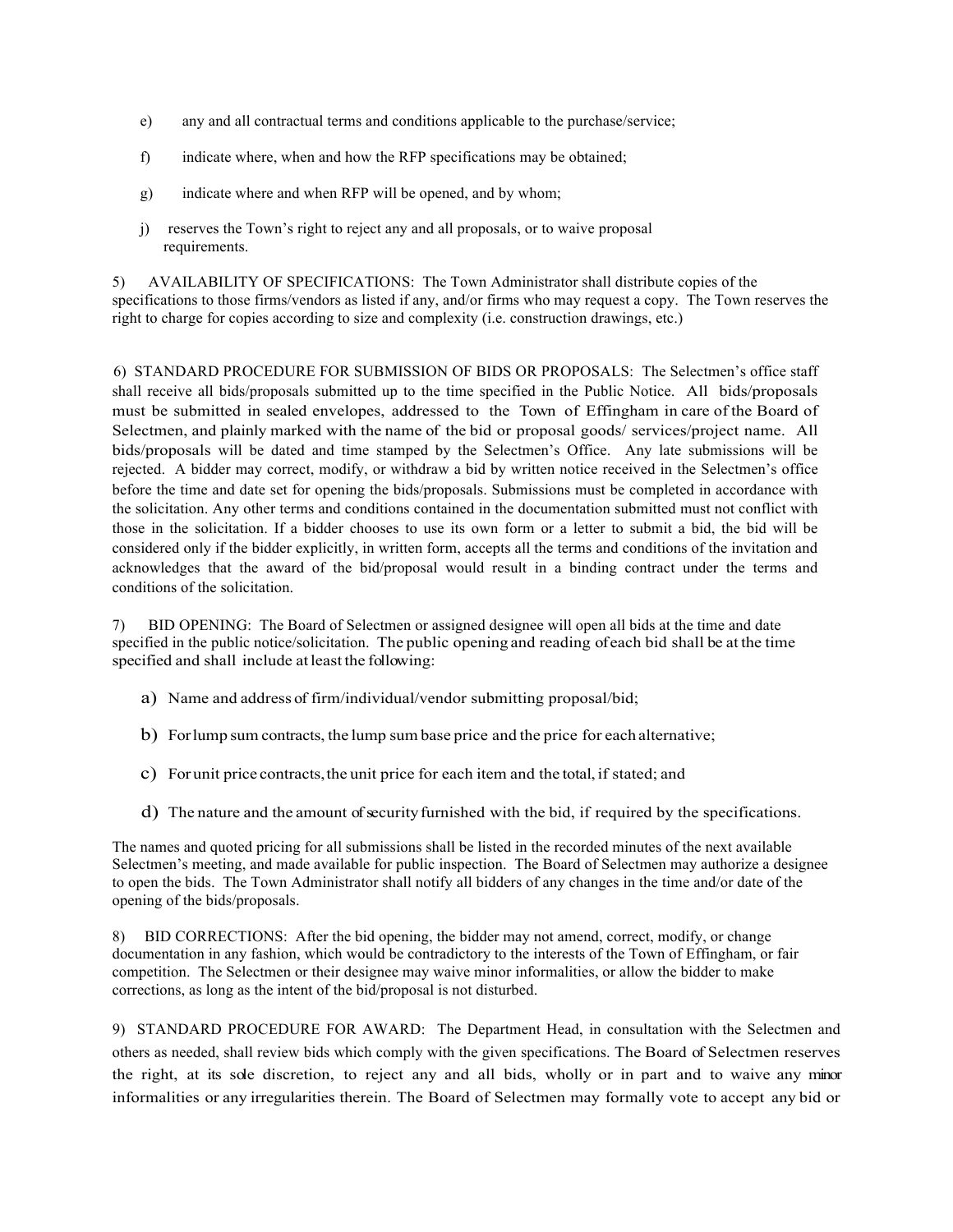e) any and all contractual terms and conditions applicable to the purchase/service;

f) indicate where, when and how the RFP specifications may be obtained;

g) indicate where and when RFP will be opened, and by whom;

j) reserves the Town's right to reject any and all proposals, or to waive proposal requirements.

5) AVAILABILITY OF SPECIFICATIONS: The Town Administrator shall distribute copies of the specifications to those firms/vendors as listed if any, and/or firms who may request a copy. The Town reserves the right to charge for copies according to size and complexity (i.e. construction drawings, etc.)

6) STANDARD PROCEDURE FOR SUBMISSION OF BIDS OR PROPOSALS: The Selectmen's office staff shall receive all bids/proposals submitted up to the time specified in the Public Notice. All bids/proposals must be submitted in sealed envelopes, addressed to the Town of Effingham in care of the Board of Selectmen, and plainly marked with the name of the bid or proposal goods/ services/project name. All bids/proposals will be dated and time stamped by the Selectmen's Office. Any late submissions will be rejected. A bidder may correct, modify, or withdraw a bid by written notice received in the Selectmen's office before the time and date set for opening the bids/proposals. Submissions must be completed in accordance with the solicitation. Any other terms and conditions contained in the documentation submitted must not conflict with those in the solicitation. If a bidder chooses to use its own form or a letter to submit a bid, the bid will be considered only if the bidder explicitly, in written form, accepts all the terms and conditions of the invitation and acknowledges that the award of the bid/proposal would result in a binding contract under the terms and conditions of the solicitation.

7) BID OPENING: The Board of Selectmen or assigned designee will open all bids at the time and date specified in the public notice/solicitation. The public opening and reading of each bid shall be at the time specified and shall include at least the following:

a) Name and address of firm/individual/vendor submitting proposal/bid;

b) For lump sum contracts, the lump sum base price and the price for each alternative;

c) For unit price contracts, the unit price for each item and the total, if stated; and

d) The nature and the amount of security furnished with the bid, if required by the specifications.

The names and quoted pricing for all submissions shall be listed in the recorded minutes of the next available Selectmen's meeting, and made available for public inspection. The Board of Selectmen may authorize a designee to open the bids. The Town Administrator shall notify all bidders of any changes in the time and/or date of the opening of the bids/proposals.

8) BID CORRECTIONS: After the bid opening, the bidder may not amend, correct, modify, or change documentation in any fashion, which would be contradictory to the interests of the Town of Effingham, or fair competition. The Selectmen or their designee may waive minor informalities, or allow the bidder to make corrections, as long as the intent of the bid/proposal is not disturbed.

9) STANDARD PROCEDURE FOR AWARD: The Department Head, in consultation with the Selectmen and others as needed, shall review bids which comply with the given specifications. The Board of Selectmen reserves the right, at its sole discretion, to reject any and all bids, wholly or in part and to waive any minor informalities or any irregularities therein. The Board of Selectmen may formally vote to accept any bid or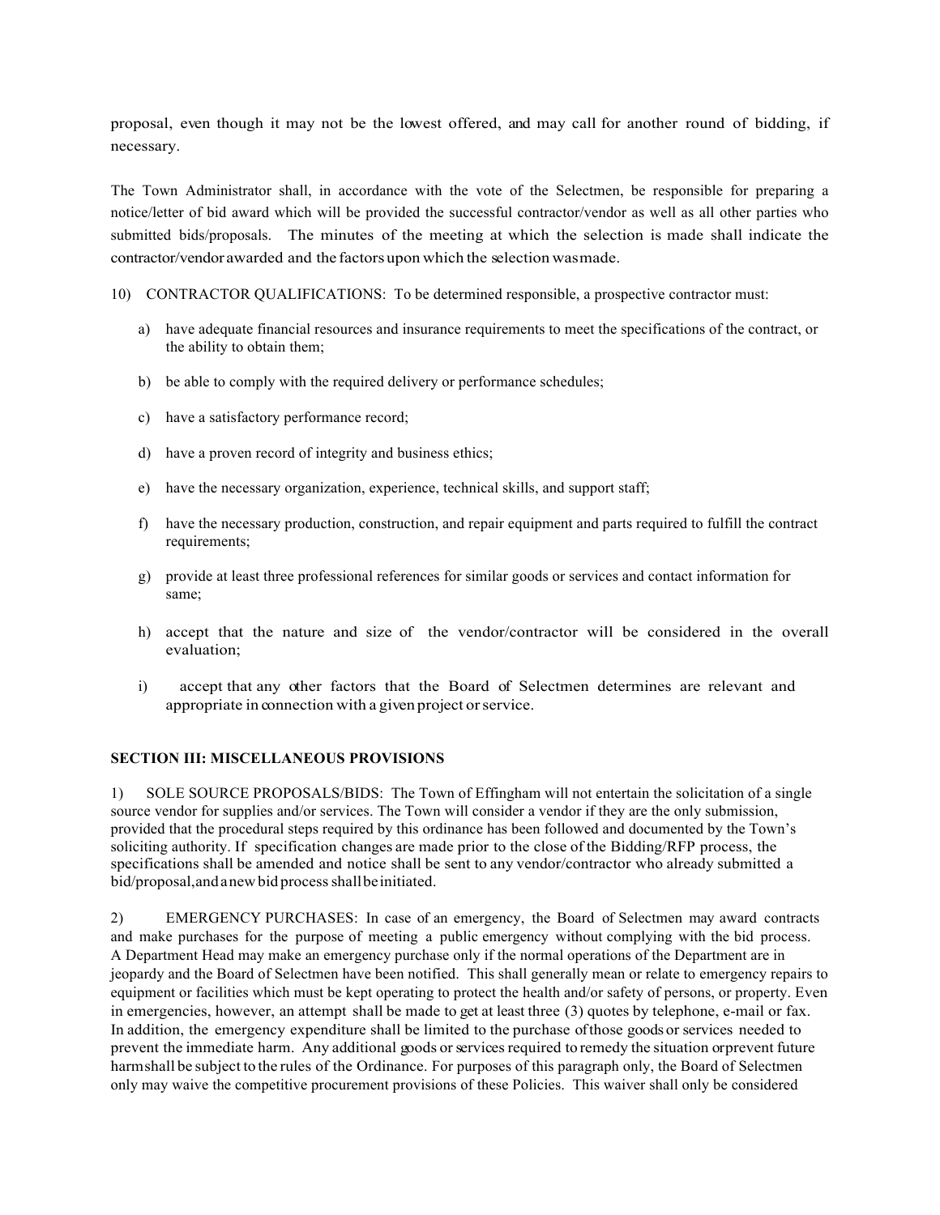proposal, even though it may not be the lowest offered, and may call for another round of bidding, if necessary.

The Town Administrator shall, in accordance with the vote of the Selectmen, be responsible for preparing a notice/letter of bid award which will be provided the successful contractor/vendor as well as all other parties who submitted bids/proposals. The minutes of the meeting at which the selection is made shall indicate the contractor/vendor awarded and the factors upon which the selection was made.

10) CONTRACTOR QUALIFICATIONS: To be determined responsible, a prospective contractor must:

a) have adequate financial resources and insurance requirements to meet the specifications of the contract, or the ability to obtain them;

b) be able to comply with the required delivery or performance schedules;

c) have a satisfactory performance record;

d) have a proven record of integrity and business ethics;

e) have the necessary organization, experience, technical skills, and support staff;

f) have the necessary production, construction, and repair equipment and parts required to fulfill the contract requirements;

g) provide at least three professional references for similar goods or services and contact information for same;

h) accept that the nature and size of the vendor/contractor will be considered in the overall evaluation;

i) accept that any other factors that the Board of Selectmen determines are relevant and appropriate in connection with a given project or service.

**SECTION III: MISCELLANEOUS PROVISIONS**

1) SOLE SOURCE PROPOSALS/BIDS: The Town of Effingham will not entertain the solicitation of a single source vendor for supplies and/or services. The Town will consider a vendor if they are the only submission, provided that the procedural steps required by this ordinance has been followed and documented by the Town's soliciting authority. If specification changes are made prior to the close of the Bidding/RFP process, the specifications shall be amended and notice shall be sent to any vendor/contractor who already submitted a bid/proposal, and a new bid process shall be initiated.

2) EMERGENCY PURCHASES: In case of an emergency, the Board of Selectmen may award contracts and make purchases for the purpose of meeting a public emergency without complying with the bid process. A Department Head may make an emergency purchase only if the normal operations of the Department are in jeopardy and the Board of Selectmen have been notified. This shall generally mean or relate to emergency repairs to equipment or facilities which must be kept operating to protect the health and/or safety of persons, or property. Even in emergencies, however, an attempt shall be made to get at least three (3) quotes by telephone, e-mail or fax. In addition, the emergency expenditure shall be limited to the purchase of those goods or services needed to prevent the immediate harm. Any additional goods or services required to remedy the situation or prevent future harm shall be subject to the rules of the Ordinance. For purposes of this paragraph only, the Board of Selectmen only may waive the competitive procurement provisions of these Policies. This waiver shall only be considered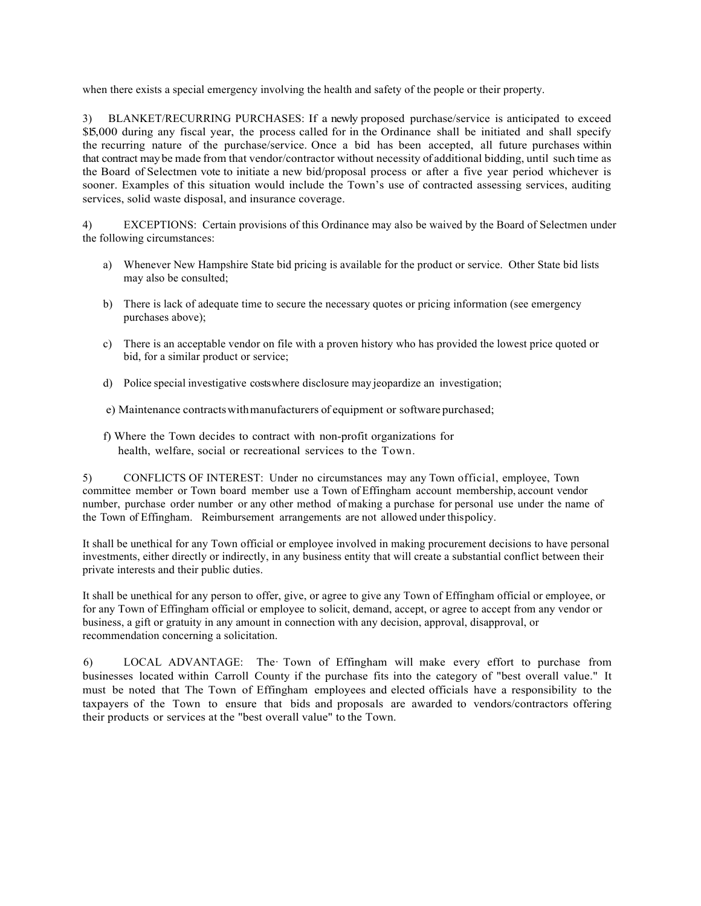when there exists a special emergency involving the health and safety of the people or their property.

3) BLANKET/RECURRING PURCHASES: If a newly proposed purchase/service is anticipated to exceed $15,000 during any fiscal year, the process called for in the Ordinance shall be initiated and shall specify the recurring nature of the purchase/service. Once a bid has been accepted, all future purchases within that contract may be made from that vendor/contractor without necessity of additional bidding, until such time as the Board of Selectmen vote to initiate a new bid/proposal process or after a five year period whichever is sooner. Examples of this situation would include the Town's use of contracted assessing services, auditing services, solid waste disposal, and insurance coverage.

4) EXCEPTIONS: Certain provisions of this Ordinance may also be waived by the Board of Selectmen under the following circumstances:

a) Whenever New Hampshire State bid pricing is available for the product or service. Other State bid lists may also be consulted;

b) There is lack of adequate time to secure the necessary quotes or pricing information (see emergency purchases above);

c) There is an acceptable vendor on file with a proven history who has provided the lowest price quoted or bid, for a similar product or service;

d) Police special investigative costs where disclosure may jeopardize an investigation;

e) Maintenance contracts with manufacturers of equipment or software purchased;

f) Where the Town decides to contract with non-profit organizations for health, welfare, social or recreational services to the Town.

5) CONFLICTS OF INTEREST: Under no circumstances may any Town official, employee, Town committee member or Town board member use a Town of Effingham account membership, account vendor number, purchase order number or any other method of making a purchase for personal use under the name of the Town of Effingham. Reimbursement arrangements are not allowed under this policy.

It shall be unethical for any Town official or employee involved in making procurement decisions to have personal investments, either directly or indirectly, in any business entity that will create a substantial conflict between their private interests and their public duties.

It shall be unethical for any person to offer, give, or agree to give any Town of Effingham official or employee, or for any Town of Effingham official or employee to solicit, demand, accept, or agree to accept from any vendor or business, a gift or gratuity in any amount in connection with any decision, approval, disapproval, or recommendation concerning a solicitation.

6) LOCAL ADVANTAGE: The Town of Effingham will make every effort to purchase from businesses located within Carroll County if the purchase fits into the category of "best overall value." It must be noted that The Town of Effingham employees and elected officials have a responsibility to the taxpayers of the Town to ensure that bids and proposals are awarded to vendors/contractors offering their products or services at the "best overall value" to the Town.